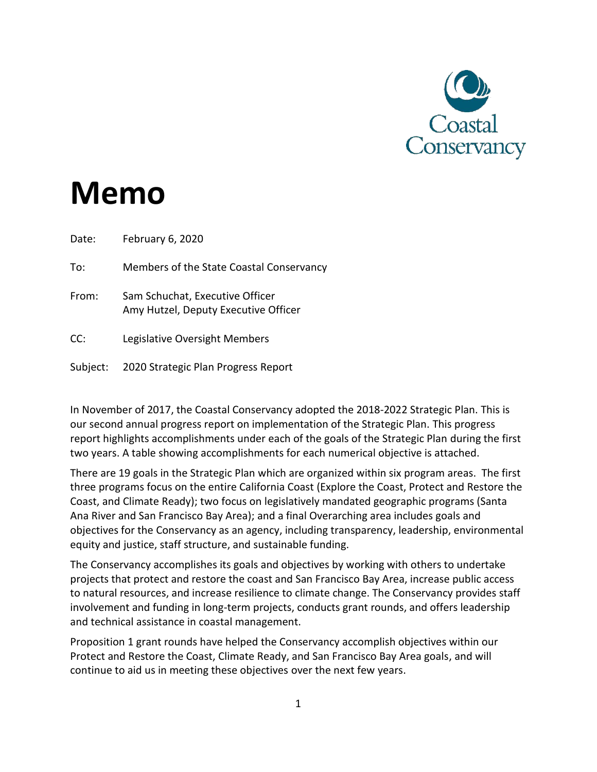Coastal Conservancy

# Memo

Date: February 6, 2020

To: Members of the State Coastal Conservancy

From: Sam Schuchat, Executive Officer
Amy Hutzel, Deputy Executive Officer

CC: Legislative Oversight Members

Subject: 2020 Strategic Plan Progress Report

In November of 2017, the Coastal Conservancy adopted the 2018-2022 Strategic Plan. This is our second annual progress report on implementation of the Strategic Plan. This progress report highlights accomplishments under each of the goals of the Strategic Plan during the first two years. A table showing accomplishments for each numerical objective is attached.

There are 19 goals in the Strategic Plan which are organized within six program areas. The first three programs focus on the entire California Coast (Explore the Coast, Protect and Restore the Coast, and Climate Ready); two focus on legislatively mandated geographic programs (Santa Ana River and San Francisco Bay Area); and a final Overarching area includes goals and objectives for the Conservancy as an agency, including transparency, leadership, environmental equity and justice, staff structure, and sustainable funding.

The Conservancy accomplishes its goals and objectives by working with others to undertake projects that protect and restore the coast and San Francisco Bay Area, increase public access to natural resources, and increase resilience to climate change. The Conservancy provides staff involvement and funding in long-term projects, conducts grant rounds, and offers leadership and technical assistance in coastal management.

Proposition 1 grant rounds have helped the Conservancy accomplish objectives within our Protect and Restore the Coast, Climate Ready, and San Francisco Bay Area goals, and will continue to aid us in meeting these objectives over the next few years.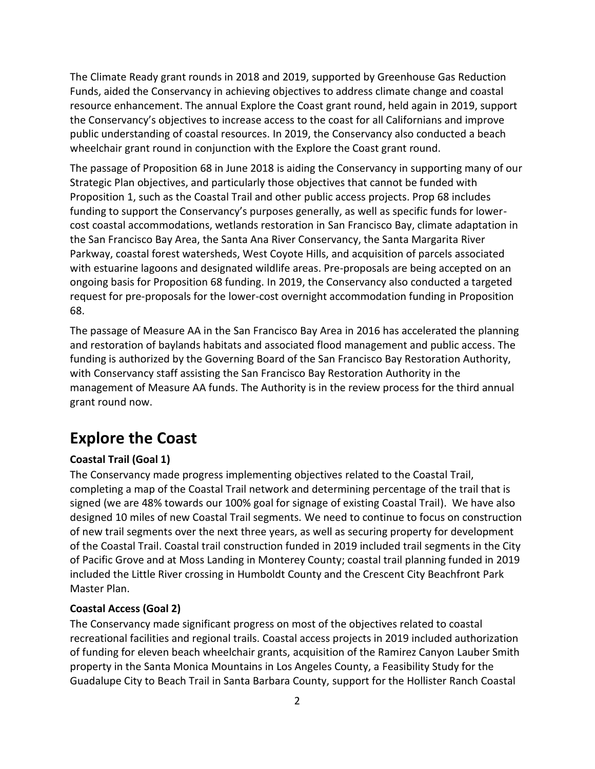The Climate Ready grant rounds in 2018 and 2019, supported by Greenhouse Gas Reduction Funds, aided the Conservancy in achieving objectives to address climate change and coastal resource enhancement. The annual Explore the Coast grant round, held again in 2019, support the Conservancy's objectives to increase access to the coast for all Californians and improve public understanding of coastal resources. In 2019, the Conservancy also conducted a beach wheelchair grant round in conjunction with the Explore the Coast grant round.

The passage of Proposition 68 in June 2018 is aiding the Conservancy in supporting many of our Strategic Plan objectives, and particularly those objectives that cannot be funded with Proposition 1, such as the Coastal Trail and other public access projects. Prop 68 includes funding to support the Conservancy's purposes generally, as well as specific funds for lower-cost coastal accommodations, wetlands restoration in San Francisco Bay, climate adaptation in the San Francisco Bay Area, the Santa Ana River Conservancy, the Santa Margarita River Parkway, coastal forest watersheds, West Coyote Hills, and acquisition of parcels associated with estuarine lagoons and designated wildlife areas. Pre-proposals are being accepted on an ongoing basis for Proposition 68 funding. In 2019, the Conservancy also conducted a targeted request for pre-proposals for the lower-cost overnight accommodation funding in Proposition 68.

The passage of Measure AA in the San Francisco Bay Area in 2016 has accelerated the planning and restoration of baylands habitats and associated flood management and public access. The funding is authorized by the Governing Board of the San Francisco Bay Restoration Authority, with Conservancy staff assisting the San Francisco Bay Restoration Authority in the management of Measure AA funds. The Authority is in the review process for the third annual grant round now.

# Explore the Coast

**Coastal Trail (Goal 1)**

The Conservancy made progress implementing objectives related to the Coastal Trail, completing a map of the Coastal Trail network and determining percentage of the trail that is signed (we are 48% towards our 100% goal for signage of existing Coastal Trail). We have also designed 10 miles of new Coastal Trail segments. We need to continue to focus on construction of new trail segments over the next three years, as well as securing property for development of the Coastal Trail. Coastal trail construction funded in 2019 included trail segments in the City of Pacific Grove and at Moss Landing in Monterey County; coastal trail planning funded in 2019 included the Little River crossing in Humboldt County and the Crescent City Beachfront Park Master Plan.

**Coastal Access (Goal 2)**

The Conservancy made significant progress on most of the objectives related to coastal recreational facilities and regional trails. Coastal access projects in 2019 included authorization of funding for eleven beach wheelchair grants, acquisition of the Ramirez Canyon Lauber Smith property in the Santa Monica Mountains in Los Angeles County, a Feasibility Study for the Guadalupe City to Beach Trail in Santa Barbara County, support for the Hollister Ranch Coastal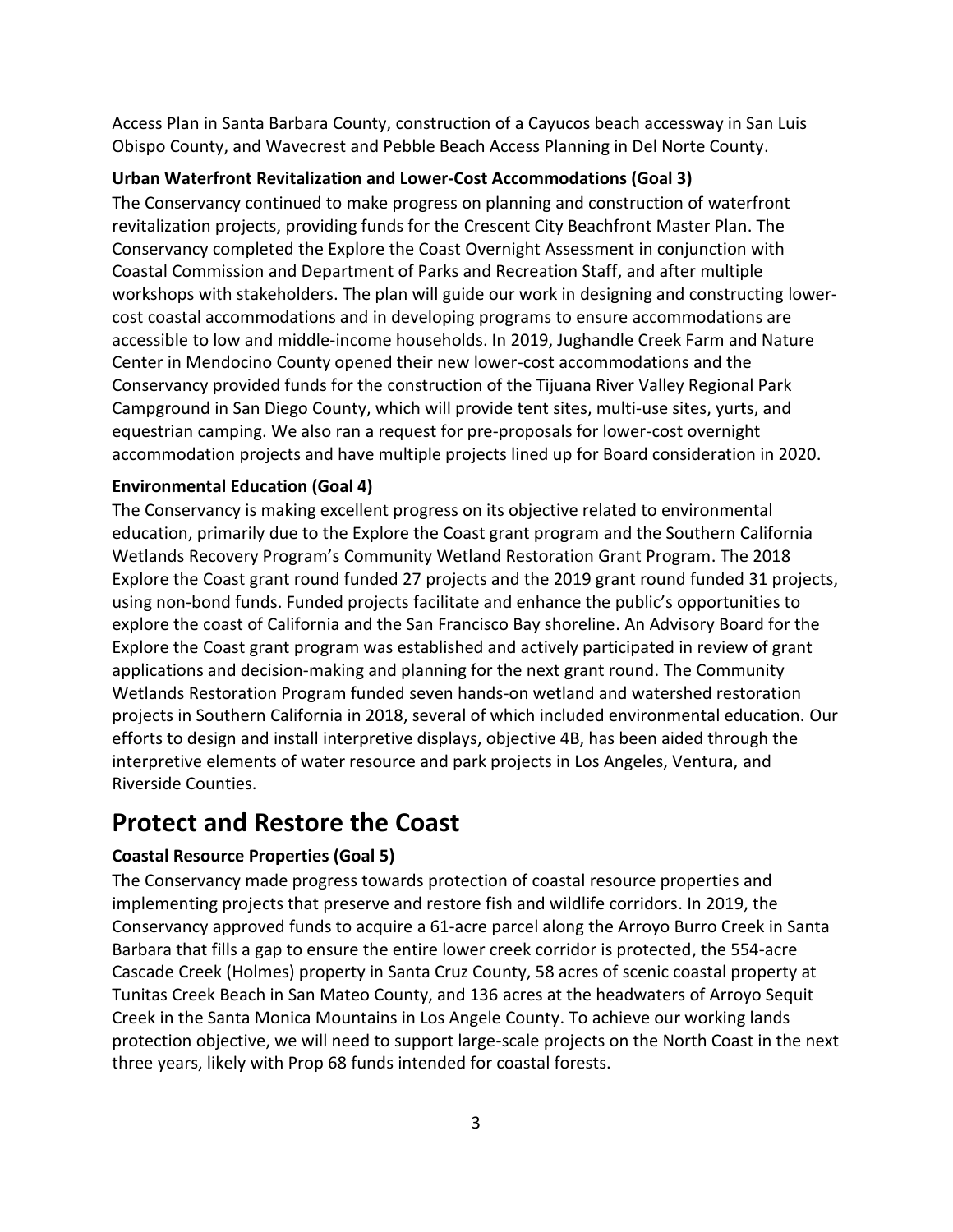Access Plan in Santa Barbara County, construction of a Cayucos beach accessway in San Luis Obispo County, and Wavecrest and Pebble Beach Access Planning in Del Norte County.

**Urban Waterfront Revitalization and Lower-Cost Accommodations (Goal 3)**

The Conservancy continued to make progress on planning and construction of waterfront revitalization projects, providing funds for the Crescent City Beachfront Master Plan. The Conservancy completed the Explore the Coast Overnight Assessment in conjunction with Coastal Commission and Department of Parks and Recreation Staff, and after multiple workshops with stakeholders. The plan will guide our work in designing and constructing lower-cost coastal accommodations and in developing programs to ensure accommodations are accessible to low and middle-income households. In 2019, Jughandle Creek Farm and Nature Center in Mendocino County opened their new lower-cost accommodations and the Conservancy provided funds for the construction of the Tijuana River Valley Regional Park Campground in San Diego County, which will provide tent sites, multi-use sites, yurts, and equestrian camping. We also ran a request for pre-proposals for lower-cost overnight accommodation projects and have multiple projects lined up for Board consideration in 2020.

**Environmental Education (Goal 4)**

The Conservancy is making excellent progress on its objective related to environmental education, primarily due to the Explore the Coast grant program and the Southern California Wetlands Recovery Program's Community Wetland Restoration Grant Program. The 2018 Explore the Coast grant round funded 27 projects and the 2019 grant round funded 31 projects, using non-bond funds. Funded projects facilitate and enhance the public's opportunities to explore the coast of California and the San Francisco Bay shoreline. An Advisory Board for the Explore the Coast grant program was established and actively participated in review of grant applications and decision-making and planning for the next grant round. The Community Wetlands Restoration Program funded seven hands-on wetland and watershed restoration projects in Southern California in 2018, several of which included environmental education. Our efforts to design and install interpretive displays, objective 4B, has been aided through the interpretive elements of water resource and park projects in Los Angeles, Ventura, and Riverside Counties.

# Protect and Restore the Coast

**Coastal Resource Properties (Goal 5)**

The Conservancy made progress towards protection of coastal resource properties and implementing projects that preserve and restore fish and wildlife corridors. In 2019, the Conservancy approved funds to acquire a 61-acre parcel along the Arroyo Burro Creek in Santa Barbara that fills a gap to ensure the entire lower creek corridor is protected, the 554-acre Cascade Creek (Holmes) property in Santa Cruz County, 58 acres of scenic coastal property at Tunitas Creek Beach in San Mateo County, and 136 acres at the headwaters of Arroyo Sequit Creek in the Santa Monica Mountains in Los Angele County. To achieve our working lands protection objective, we will need to support large-scale projects on the North Coast in the next three years, likely with Prop 68 funds intended for coastal forests.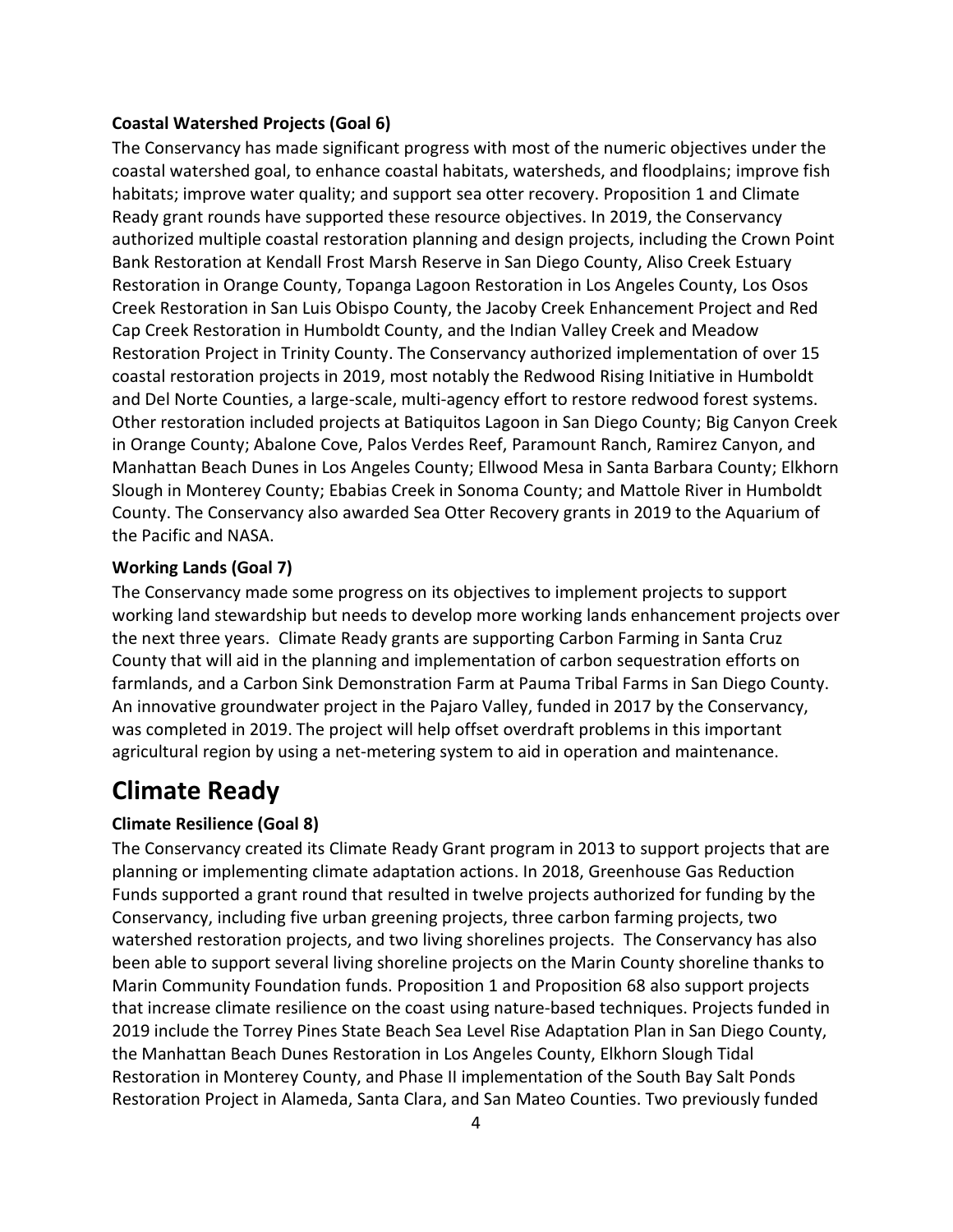**Coastal Watershed Projects (Goal 6)**

The Conservancy has made significant progress with most of the numeric objectives under the coastal watershed goal, to enhance coastal habitats, watersheds, and floodplains; improve fish habitats; improve water quality; and support sea otter recovery. Proposition 1 and Climate Ready grant rounds have supported these resource objectives. In 2019, the Conservancy authorized multiple coastal restoration planning and design projects, including the Crown Point Bank Restoration at Kendall Frost Marsh Reserve in San Diego County, Aliso Creek Estuary Restoration in Orange County, Topanga Lagoon Restoration in Los Angeles County, Los Osos Creek Restoration in San Luis Obispo County, the Jacoby Creek Enhancement Project and Red Cap Creek Restoration in Humboldt County, and the Indian Valley Creek and Meadow Restoration Project in Trinity County. The Conservancy authorized implementation of over 15 coastal restoration projects in 2019, most notably the Redwood Rising Initiative in Humboldt and Del Norte Counties, a large-scale, multi-agency effort to restore redwood forest systems. Other restoration included projects at Batiquitos Lagoon in San Diego County; Big Canyon Creek in Orange County; Abalone Cove, Palos Verdes Reef, Paramount Ranch, Ramirez Canyon, and Manhattan Beach Dunes in Los Angeles County; Ellwood Mesa in Santa Barbara County; Elkhorn Slough in Monterey County; Ebabias Creek in Sonoma County; and Mattole River in Humboldt County. The Conservancy also awarded Sea Otter Recovery grants in 2019 to the Aquarium of the Pacific and NASA.

**Working Lands (Goal 7)**

The Conservancy made some progress on its objectives to implement projects to support working land stewardship but needs to develop more working lands enhancement projects over the next three years. Climate Ready grants are supporting Carbon Farming in Santa Cruz County that will aid in the planning and implementation of carbon sequestration efforts on farmlands, and a Carbon Sink Demonstration Farm at Pauma Tribal Farms in San Diego County. An innovative groundwater project in the Pajaro Valley, funded in 2017 by the Conservancy, was completed in 2019. The project will help offset overdraft problems in this important agricultural region by using a net-metering system to aid in operation and maintenance.

# Climate Ready

**Climate Resilience (Goal 8)**

The Conservancy created its Climate Ready Grant program in 2013 to support projects that are planning or implementing climate adaptation actions. In 2018, Greenhouse Gas Reduction Funds supported a grant round that resulted in twelve projects authorized for funding by the Conservancy, including five urban greening projects, three carbon farming projects, two watershed restoration projects, and two living shorelines projects. The Conservancy has also been able to support several living shoreline projects on the Marin County shoreline thanks to Marin Community Foundation funds. Proposition 1 and Proposition 68 also support projects that increase climate resilience on the coast using nature-based techniques. Projects funded in 2019 include the Torrey Pines State Beach Sea Level Rise Adaptation Plan in San Diego County, the Manhattan Beach Dunes Restoration in Los Angeles County, Elkhorn Slough Tidal Restoration in Monterey County, and Phase II implementation of the South Bay Salt Ponds Restoration Project in Alameda, Santa Clara, and San Mateo Counties. Two previously funded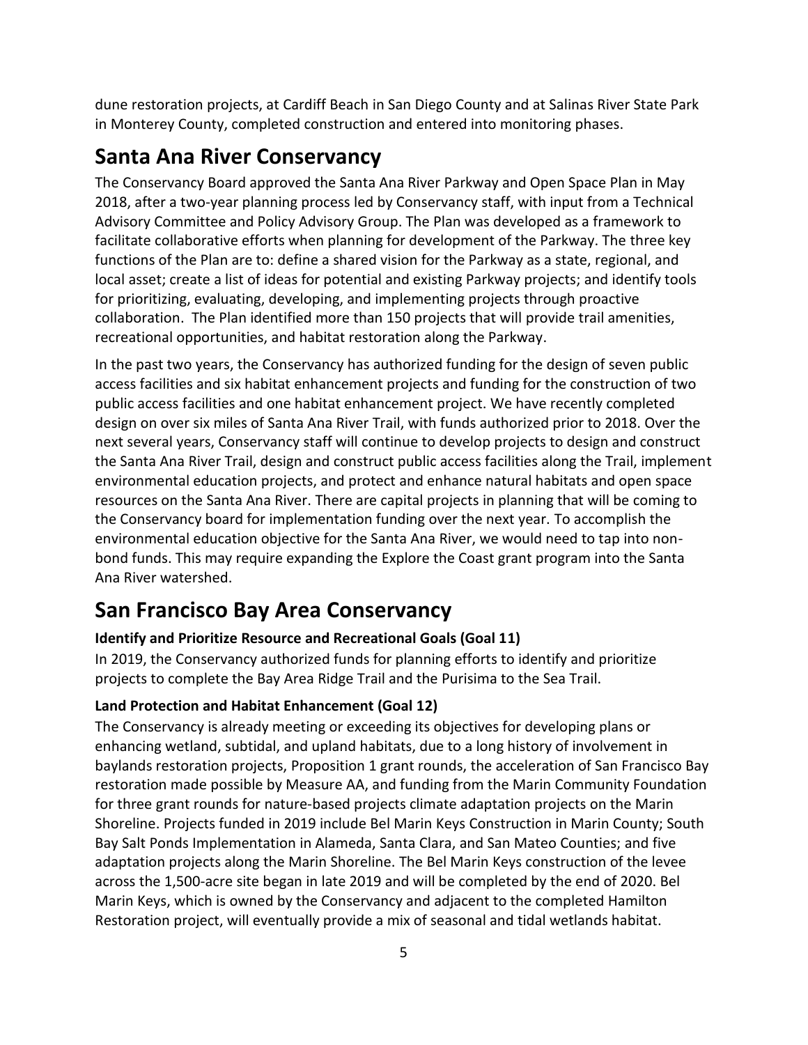dune restoration projects, at Cardiff Beach in San Diego County and at Salinas River State Park in Monterey County, completed construction and entered into monitoring phases.

## Santa Ana River Conservancy

The Conservancy Board approved the Santa Ana River Parkway and Open Space Plan in May 2018, after a two-year planning process led by Conservancy staff, with input from a Technical Advisory Committee and Policy Advisory Group. The Plan was developed as a framework to facilitate collaborative efforts when planning for development of the Parkway. The three key functions of the Plan are to: define a shared vision for the Parkway as a state, regional, and local asset; create a list of ideas for potential and existing Parkway projects; and identify tools for prioritizing, evaluating, developing, and implementing projects through proactive collaboration. The Plan identified more than 150 projects that will provide trail amenities, recreational opportunities, and habitat restoration along the Parkway.

In the past two years, the Conservancy has authorized funding for the design of seven public access facilities and six habitat enhancement projects and funding for the construction of two public access facilities and one habitat enhancement project. We have recently completed design on over six miles of Santa Ana River Trail, with funds authorized prior to 2018. Over the next several years, Conservancy staff will continue to develop projects to design and construct the Santa Ana River Trail, design and construct public access facilities along the Trail, implement environmental education projects, and protect and enhance natural habitats and open space resources on the Santa Ana River. There are capital projects in planning that will be coming to the Conservancy board for implementation funding over the next year. To accomplish the environmental education objective for the Santa Ana River, we would need to tap into non-bond funds. This may require expanding the Explore the Coast grant program into the Santa Ana River watershed.

## San Francisco Bay Area Conservancy

**Identify and Prioritize Resource and Recreational Goals (Goal 11)**

In 2019, the Conservancy authorized funds for planning efforts to identify and prioritize projects to complete the Bay Area Ridge Trail and the Purisima to the Sea Trail.

**Land Protection and Habitat Enhancement (Goal 12)**

The Conservancy is already meeting or exceeding its objectives for developing plans or enhancing wetland, subtidal, and upland habitats, due to a long history of involvement in baylands restoration projects, Proposition 1 grant rounds, the acceleration of San Francisco Bay restoration made possible by Measure AA, and funding from the Marin Community Foundation for three grant rounds for nature-based projects climate adaptation projects on the Marin Shoreline. Projects funded in 2019 include Bel Marin Keys Construction in Marin County; South Bay Salt Ponds Implementation in Alameda, Santa Clara, and San Mateo Counties; and five adaptation projects along the Marin Shoreline. The Bel Marin Keys construction of the levee across the 1,500-acre site began in late 2019 and will be completed by the end of 2020. Bel Marin Keys, which is owned by the Conservancy and adjacent to the completed Hamilton Restoration project, will eventually provide a mix of seasonal and tidal wetlands habitat.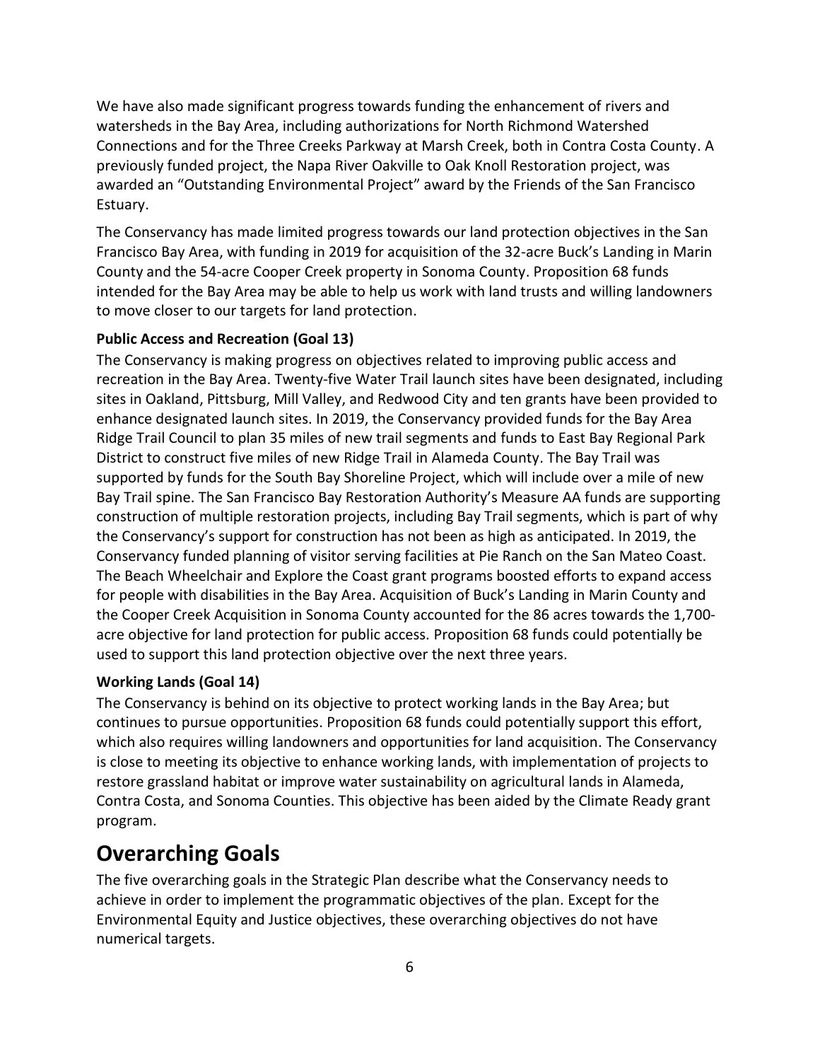We have also made significant progress towards funding the enhancement of rivers and watersheds in the Bay Area, including authorizations for North Richmond Watershed Connections and for the Three Creeks Parkway at Marsh Creek, both in Contra Costa County. A previously funded project, the Napa River Oakville to Oak Knoll Restoration project, was awarded an "Outstanding Environmental Project" award by the Friends of the San Francisco Estuary.

The Conservancy has made limited progress towards our land protection objectives in the San Francisco Bay Area, with funding in 2019 for acquisition of the 32-acre Buck's Landing in Marin County and the 54-acre Cooper Creek property in Sonoma County. Proposition 68 funds intended for the Bay Area may be able to help us work with land trusts and willing landowners to move closer to our targets for land protection.

**Public Access and Recreation (Goal 13)**

The Conservancy is making progress on objectives related to improving public access and recreation in the Bay Area. Twenty-five Water Trail launch sites have been designated, including sites in Oakland, Pittsburg, Mill Valley, and Redwood City and ten grants have been provided to enhance designated launch sites. In 2019, the Conservancy provided funds for the Bay Area Ridge Trail Council to plan 35 miles of new trail segments and funds to East Bay Regional Park District to construct five miles of new Ridge Trail in Alameda County. The Bay Trail was supported by funds for the South Bay Shoreline Project, which will include over a mile of new Bay Trail spine. The San Francisco Bay Restoration Authority's Measure AA funds are supporting construction of multiple restoration projects, including Bay Trail segments, which is part of why the Conservancy's support for construction has not been as high as anticipated. In 2019, the Conservancy funded planning of visitor serving facilities at Pie Ranch on the San Mateo Coast. The Beach Wheelchair and Explore the Coast grant programs boosted efforts to expand access for people with disabilities in the Bay Area. Acquisition of Buck's Landing in Marin County and the Cooper Creek Acquisition in Sonoma County accounted for the 86 acres towards the 1,700-acre objective for land protection for public access. Proposition 68 funds could potentially be used to support this land protection objective over the next three years.

**Working Lands (Goal 14)**

The Conservancy is behind on its objective to protect working lands in the Bay Area; but continues to pursue opportunities. Proposition 68 funds could potentially support this effort, which also requires willing landowners and opportunities for land acquisition. The Conservancy is close to meeting its objective to enhance working lands, with implementation of projects to restore grassland habitat or improve water sustainability on agricultural lands in Alameda, Contra Costa, and Sonoma Counties. This objective has been aided by the Climate Ready grant program.

## Overarching Goals

The five overarching goals in the Strategic Plan describe what the Conservancy needs to achieve in order to implement the programmatic objectives of the plan. Except for the Environmental Equity and Justice objectives, these overarching objectives do not have numerical targets.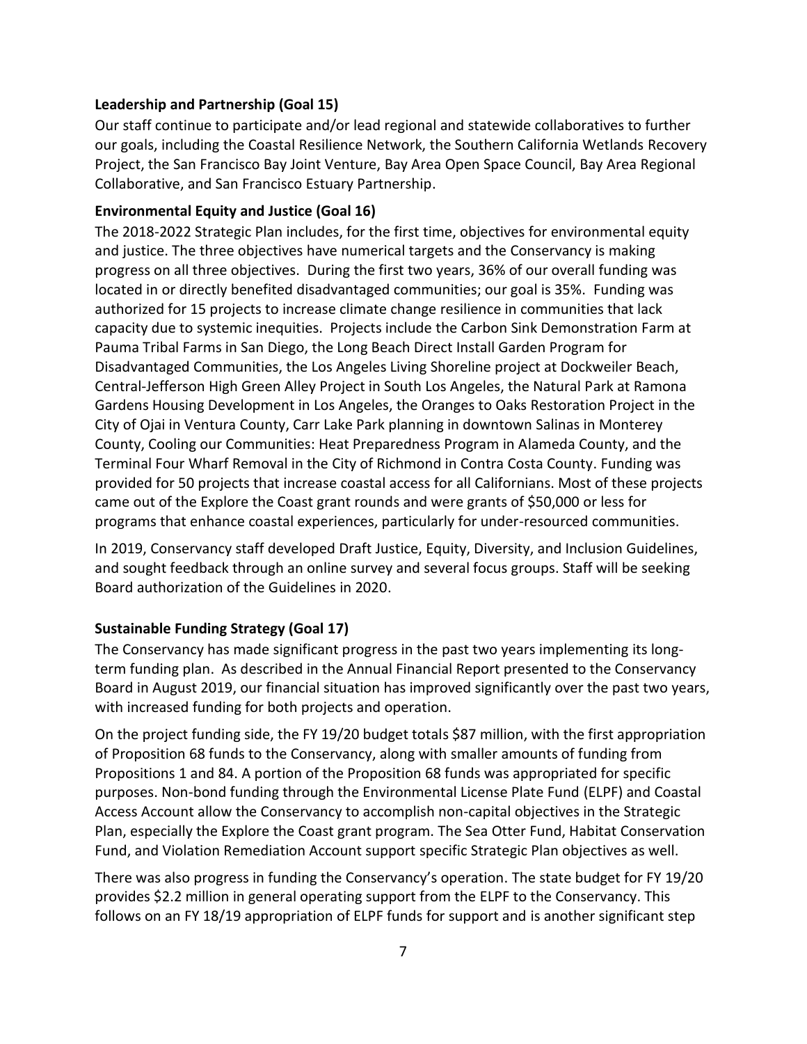### Leadership and Partnership (Goal 15)

Our staff continue to participate and/or lead regional and statewide collaboratives to further our goals, including the Coastal Resilience Network, the Southern California Wetlands Recovery Project, the San Francisco Bay Joint Venture, Bay Area Open Space Council, Bay Area Regional Collaborative, and San Francisco Estuary Partnership.

### Environmental Equity and Justice (Goal 16)

The 2018-2022 Strategic Plan includes, for the first time, objectives for environmental equity and justice. The three objectives have numerical targets and the Conservancy is making progress on all three objectives. During the first two years, 36% of our overall funding was located in or directly benefited disadvantaged communities; our goal is 35%. Funding was authorized for 15 projects to increase climate change resilience in communities that lack capacity due to systemic inequities. Projects include the Carbon Sink Demonstration Farm at Pauma Tribal Farms in San Diego, the Long Beach Direct Install Garden Program for Disadvantaged Communities, the Los Angeles Living Shoreline project at Dockweiler Beach, Central-Jefferson High Green Alley Project in South Los Angeles, the Natural Park at Ramona Gardens Housing Development in Los Angeles, the Oranges to Oaks Restoration Project in the City of Ojai in Ventura County, Carr Lake Park planning in downtown Salinas in Monterey County, Cooling our Communities: Heat Preparedness Program in Alameda County, and the Terminal Four Wharf Removal in the City of Richmond in Contra Costa County. Funding was provided for 50 projects that increase coastal access for all Californians. Most of these projects came out of the Explore the Coast grant rounds and were grants of $50,000 or less for programs that enhance coastal experiences, particularly for under-resourced communities.

In 2019, Conservancy staff developed Draft Justice, Equity, Diversity, and Inclusion Guidelines, and sought feedback through an online survey and several focus groups. Staff will be seeking Board authorization of the Guidelines in 2020.

### Sustainable Funding Strategy (Goal 17)

The Conservancy has made significant progress in the past two years implementing its long-term funding plan. As described in the Annual Financial Report presented to the Conservancy Board in August 2019, our financial situation has improved significantly over the past two years, with increased funding for both projects and operation.

On the project funding side, the FY 19/20 budget totals $87 million, with the first appropriation of Proposition 68 funds to the Conservancy, along with smaller amounts of funding from Propositions 1 and 84. A portion of the Proposition 68 funds was appropriated for specific purposes. Non-bond funding through the Environmental License Plate Fund (ELPF) and Coastal Access Account allow the Conservancy to accomplish non-capital objectives in the Strategic Plan, especially the Explore the Coast grant program. The Sea Otter Fund, Habitat Conservation Fund, and Violation Remediation Account support specific Strategic Plan objectives as well.

There was also progress in funding the Conservancy's operation. The state budget for FY 19/20 provides $2.2 million in general operating support from the ELPF to the Conservancy. This follows on an FY 18/19 appropriation of ELPF funds for support and is another significant step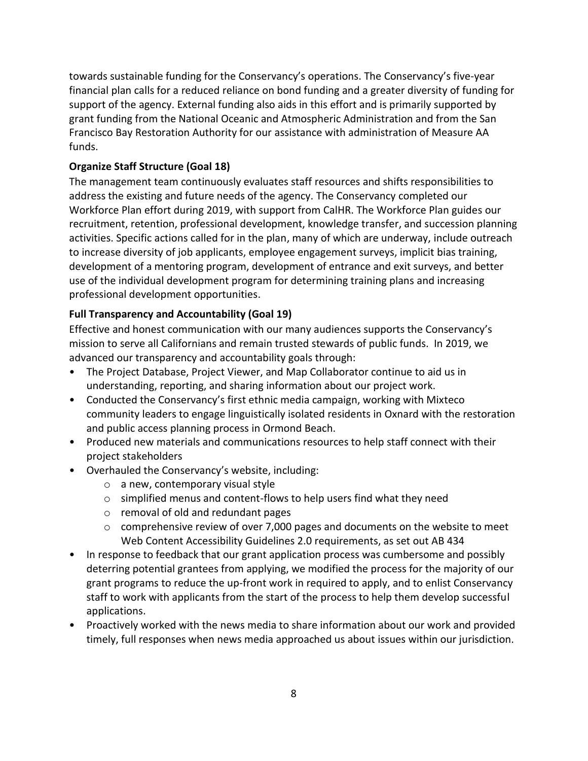towards sustainable funding for the Conservancy's operations. The Conservancy's five-year financial plan calls for a reduced reliance on bond funding and a greater diversity of funding for support of the agency. External funding also aids in this effort and is primarily supported by grant funding from the National Oceanic and Atmospheric Administration and from the San Francisco Bay Restoration Authority for our assistance with administration of Measure AA funds.

**Organize Staff Structure (Goal 18)**

The management team continuously evaluates staff resources and shifts responsibilities to address the existing and future needs of the agency. The Conservancy completed our Workforce Plan effort during 2019, with support from CalHR. The Workforce Plan guides our recruitment, retention, professional development, knowledge transfer, and succession planning activities. Specific actions called for in the plan, many of which are underway, include outreach to increase diversity of job applicants, employee engagement surveys, implicit bias training, development of a mentoring program, development of entrance and exit surveys, and better use of the individual development program for determining training plans and increasing professional development opportunities.

**Full Transparency and Accountability (Goal 19)**

Effective and honest communication with our many audiences supports the Conservancy's mission to serve all Californians and remain trusted stewards of public funds. In 2019, we advanced our transparency and accountability goals through:

- The Project Database, Project Viewer, and Map Collaborator continue to aid us in understanding, reporting, and sharing information about our project work.
- Conducted the Conservancy's first ethnic media campaign, working with Mixteco community leaders to engage linguistically isolated residents in Oxnard with the restoration and public access planning process in Ormond Beach.
- Produced new materials and communications resources to help staff connect with their project stakeholders
- Overhauled the Conservancy's website, including:
  - a new, contemporary visual style
  - simplified menus and content-flows to help users find what they need
  - removal of old and redundant pages
  - comprehensive review of over 7,000 pages and documents on the website to meet Web Content Accessibility Guidelines 2.0 requirements, as set out AB 434
- In response to feedback that our grant application process was cumbersome and possibly deterring potential grantees from applying, we modified the process for the majority of our grant programs to reduce the up-front work in required to apply, and to enlist Conservancy staff to work with applicants from the start of the process to help them develop successful applications.
- Proactively worked with the news media to share information about our work and provided timely, full responses when news media approached us about issues within our jurisdiction.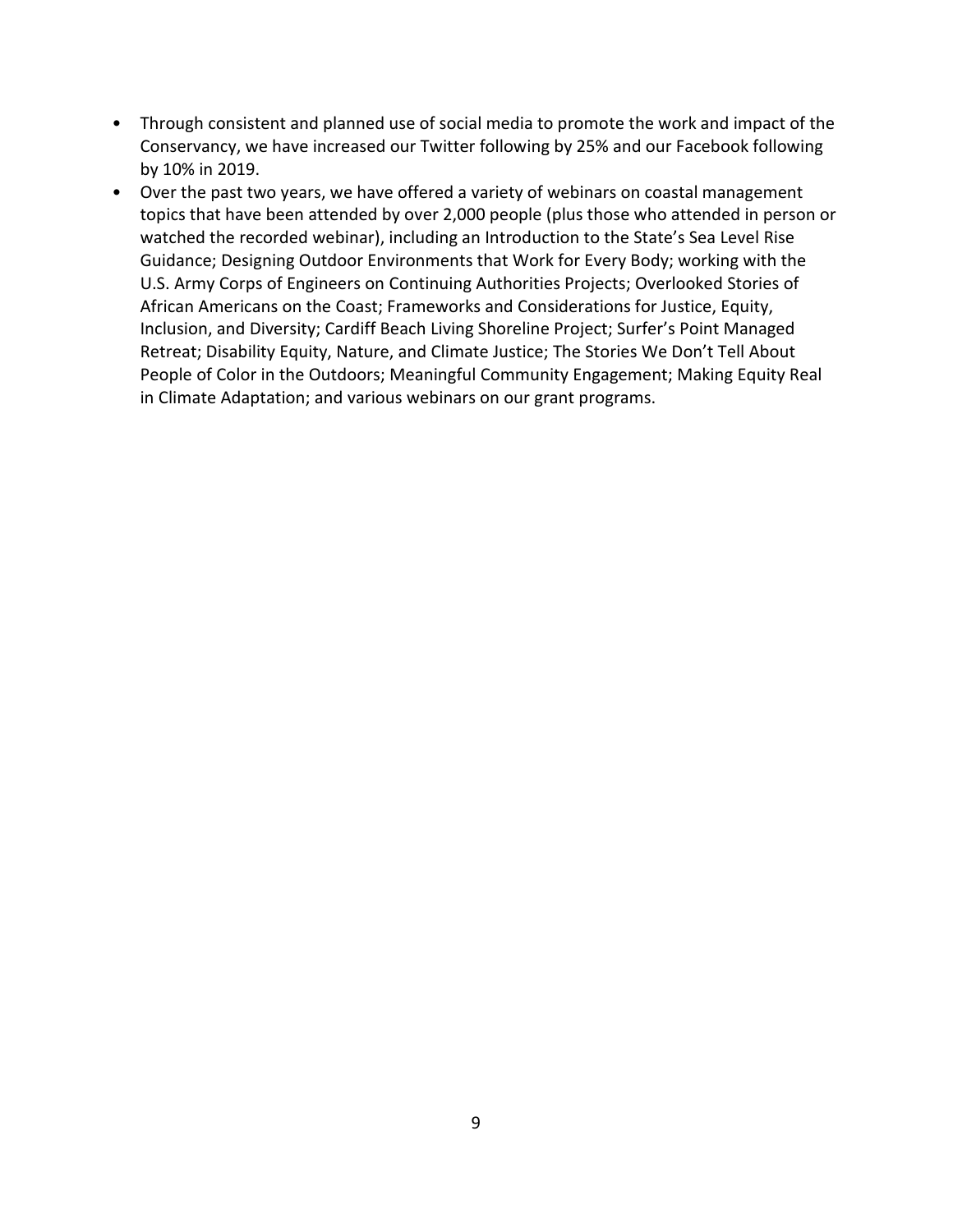- Through consistent and planned use of social media to promote the work and impact of the Conservancy, we have increased our Twitter following by 25% and our Facebook following by 10% in 2019.
- Over the past two years, we have offered a variety of webinars on coastal management topics that have been attended by over 2,000 people (plus those who attended in person or watched the recorded webinar), including an Introduction to the State's Sea Level Rise Guidance; Designing Outdoor Environments that Work for Every Body; working with the U.S. Army Corps of Engineers on Continuing Authorities Projects; Overlooked Stories of African Americans on the Coast; Frameworks and Considerations for Justice, Equity, Inclusion, and Diversity; Cardiff Beach Living Shoreline Project; Surfer's Point Managed Retreat; Disability Equity, Nature, and Climate Justice; The Stories We Don't Tell About People of Color in the Outdoors; Meaningful Community Engagement; Making Equity Real in Climate Adaptation; and various webinars on our grant programs.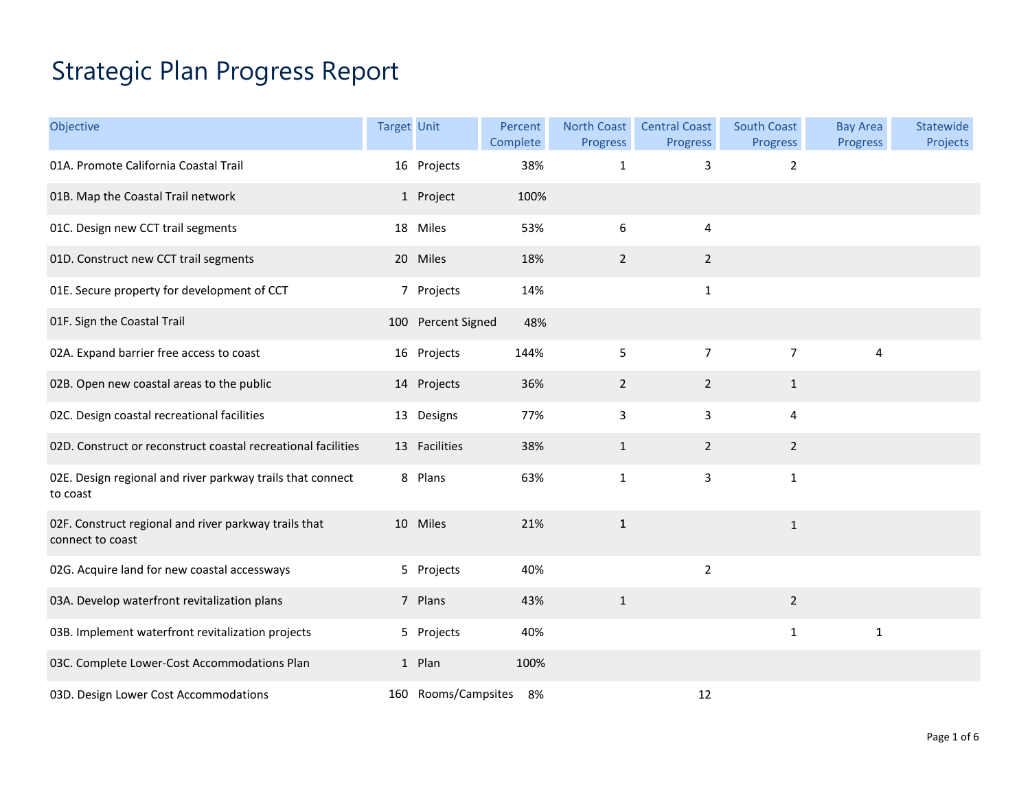# Strategic Plan Progress Report

| Objective | Target | Unit | Percent Complete | North Coast Progress | Central Coast Progress | South Coast Progress | Bay Area Progress | Statewide Projects |
|---|---|---|---|---|---|---|---|---|
| 01A. Promote California Coastal Trail | 16 | Projects | 38% | 1 | 3 | 2 | | |
| 01B. Map the Coastal Trail network | 1 | Project | 100% | | | | | |
| 01C. Design new CCT trail segments | 18 | Miles | 53% | 6 | 4 | | | |
| 01D. Construct new CCT trail segments | 20 | Miles | 18% | 2 | 2 | | | |
| 01E. Secure property for development of CCT | 7 | Projects | 14% | | 1 | | | |
| 01F. Sign the Coastal Trail | 100 | Percent Signed | 48% | | | | | |
| 02A. Expand barrier free access to coast | 16 | Projects | 144% | 5 | 7 | 7 | 4 | |
| 02B. Open new coastal areas to the public | 14 | Projects | 36% | 2 | 2 | 1 | | |
| 02C. Design coastal recreational facilities | 13 | Designs | 77% | 3 | 3 | 4 | | |
| 02D. Construct or reconstruct coastal recreational facilities | 13 | Facilities | 38% | 1 | 2 | 2 | | |
| 02E. Design regional and river parkway trails that connect to coast | 8 | Plans | 63% | 1 | 3 | 1 | | |
| 02F. Construct regional and river parkway trails that connect to coast | 10 | Miles | 21% | 1 | | 1 | | |
| 02G. Acquire land for new coastal accessways | 5 | Projects | 40% | | 2 | | | |
| 03A. Develop waterfront revitalization plans | 7 | Plans | 43% | 1 | | 2 | | |
| 03B. Implement waterfront revitalization projects | 5 | Projects | 40% | | | 1 | 1 | |
| 03C. Complete Lower-Cost Accommodations Plan | 1 | Plan | 100% | | | | | |
| 03D. Design Lower Cost Accommodations | 160 | Rooms/Campsites | 8% | | 12 | | | |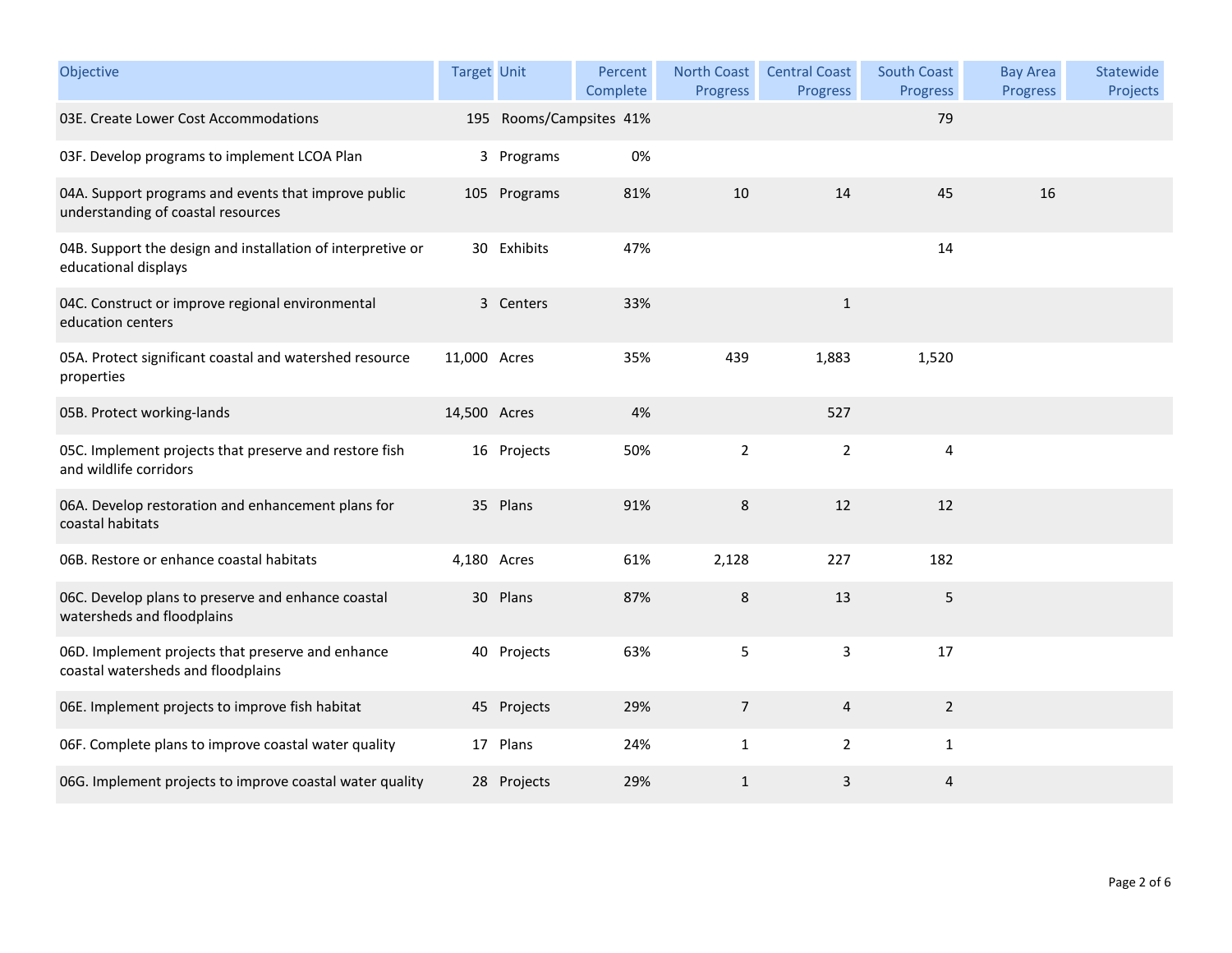| Objective | Target | Unit | Percent Complete | North Coast Progress | Central Coast Progress | South Coast Progress | Bay Area Progress | Statewide Projects |
|---|---|---|---|---|---|---|---|---|
| 03E. Create Lower Cost Accommodations | 195 | Rooms/Campsites | 41% | | | 79 | | |
| 03F. Develop programs to implement LCOA Plan | 3 | Programs | 0% | | | | | |
| 04A. Support programs and events that improve public understanding of coastal resources | 105 | Programs | 81% | 10 | 14 | 45 | 16 | |
| 04B. Support the design and installation of interpretive or educational displays | 30 | Exhibits | 47% | | | 14 | | |
| 04C. Construct or improve regional environmental education centers | 3 | Centers | 33% | | 1 | | | |
| 05A. Protect significant coastal and watershed resource properties | 11,000 | Acres | 35% | 439 | 1,883 | 1,520 | | |
| 05B. Protect working-lands | 14,500 | Acres | 4% | | 527 | | | |
| 05C. Implement projects that preserve and restore fish and wildlife corridors | 16 | Projects | 50% | 2 | 2 | 4 | | |
| 06A. Develop restoration and enhancement plans for coastal habitats | 35 | Plans | 91% | 8 | 12 | 12 | | |
| 06B. Restore or enhance coastal habitats | 4,180 | Acres | 61% | 2,128 | 227 | 182 | | |
| 06C. Develop plans to preserve and enhance coastal watersheds and floodplains | 30 | Plans | 87% | 8 | 13 | 5 | | |
| 06D. Implement projects that preserve and enhance coastal watersheds and floodplains | 40 | Projects | 63% | 5 | 3 | 17 | | |
| 06E. Implement projects to improve fish habitat | 45 | Projects | 29% | 7 | 4 | 2 | | |
| 06F. Complete plans to improve coastal water quality | 17 | Plans | 24% | 1 | 2 | 1 | | |
| 06G. Implement projects to improve coastal water quality | 28 | Projects | 29% | 1 | 3 | 4 | | |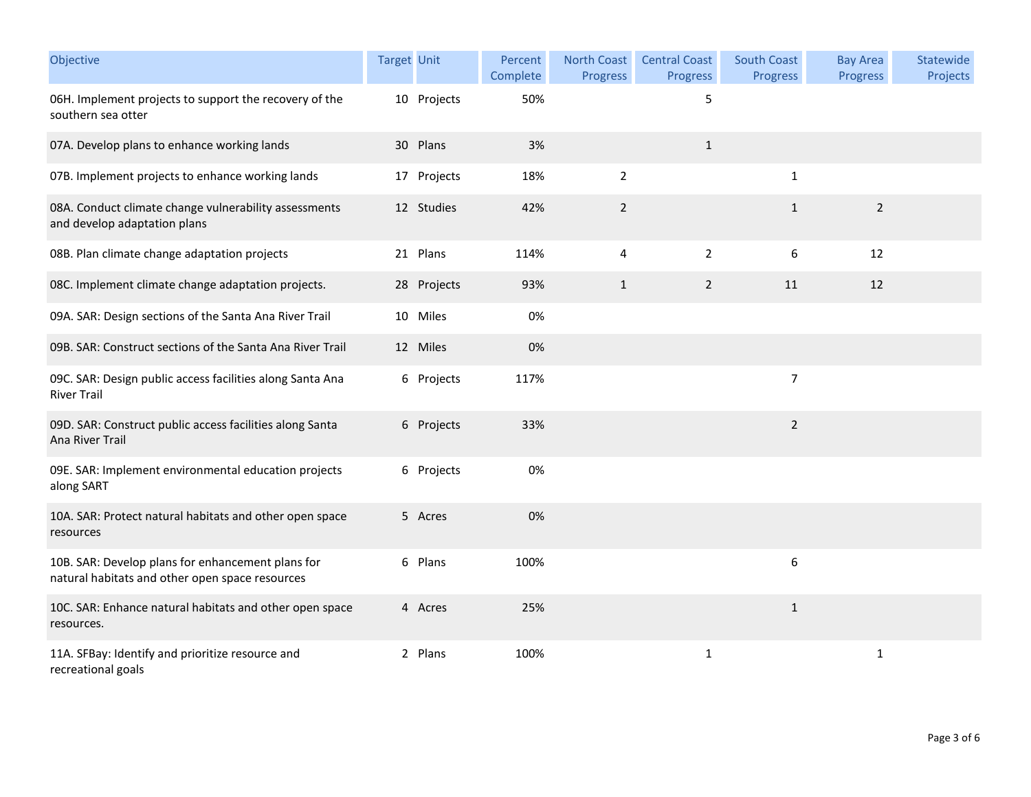| Objective | Target | Unit | Percent Complete | North Coast Progress | Central Coast Progress | South Coast Progress | Bay Area Progress | Statewide Projects |
|---|---|---|---|---|---|---|---|---|
| 06H. Implement projects to support the recovery of the southern sea otter | 10 | Projects | 50% | | 5 | | | |
| 07A. Develop plans to enhance working lands | 30 | Plans | 3% | | 1 | | | |
| 07B. Implement projects to enhance working lands | 17 | Projects | 18% | 2 | | 1 | | |
| 08A. Conduct climate change vulnerability assessments and develop adaptation plans | 12 | Studies | 42% | 2 | | 1 | 2 | |
| 08B. Plan climate change adaptation projects | 21 | Plans | 114% | 4 | 2 | 6 | 12 | |
| 08C. Implement climate change adaptation projects. | 28 | Projects | 93% | 1 | 2 | 11 | 12 | |
| 09A. SAR: Design sections of the Santa Ana River Trail | 10 | Miles | 0% | | | | | |
| 09B. SAR: Construct sections of the Santa Ana River Trail | 12 | Miles | 0% | | | | | |
| 09C. SAR: Design public access facilities along Santa Ana River Trail | 6 | Projects | 117% | | | 7 | | |
| 09D. SAR: Construct public access facilities along Santa Ana River Trail | 6 | Projects | 33% | | | 2 | | |
| 09E. SAR: Implement environmental education projects along SART | 6 | Projects | 0% | | | | | |
| 10A. SAR: Protect natural habitats and other open space resources | 5 | Acres | 0% | | | | | |
| 10B. SAR: Develop plans for enhancement plans for natural habitats and other open space resources | 6 | Plans | 100% | | | 6 | | |
| 10C. SAR: Enhance natural habitats and other open space resources. | 4 | Acres | 25% | | | 1 | | |
| 11A. SFBay: Identify and prioritize resource and recreational goals | 2 | Plans | 100% | | 1 | | 1 | |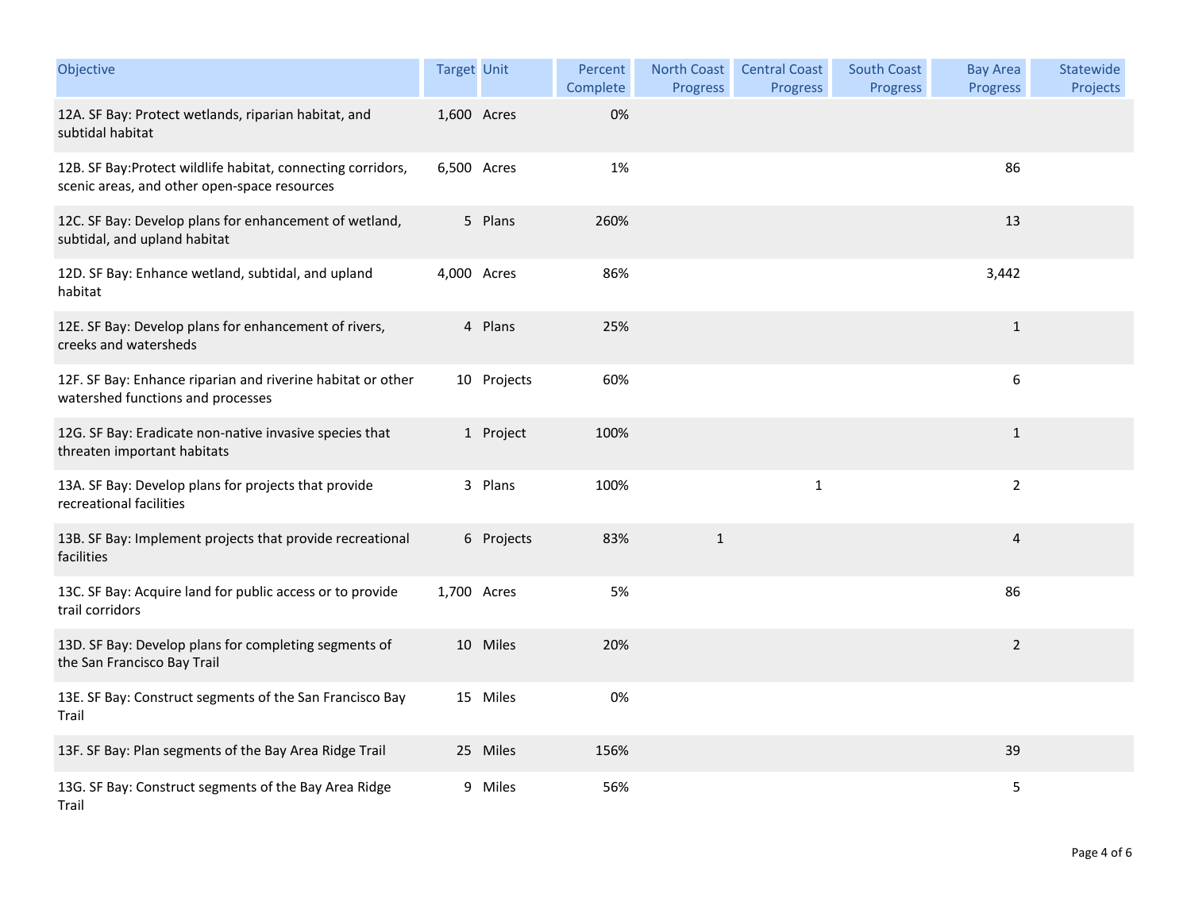| Objective | Target | Unit | Percent Complete | North Coast Progress | Central Coast Progress | South Coast Progress | Bay Area Progress | Statewide Projects |
|---|---|---|---|---|---|---|---|---|
| 12A. SF Bay: Protect wetlands, riparian habitat, and subtidal habitat | 1,600 | Acres | 0% | | | | | |
| 12B. SF Bay:Protect wildlife habitat, connecting corridors, scenic areas, and other open-space resources | 6,500 | Acres | 1% | | | | 86 | |
| 12C. SF Bay: Develop plans for enhancement of wetland, subtidal, and upland habitat | 5 | Plans | 260% | | | | 13 | |
| 12D. SF Bay: Enhance wetland, subtidal, and upland habitat | 4,000 | Acres | 86% | | | | 3,442 | |
| 12E. SF Bay: Develop plans for enhancement of rivers, creeks and watersheds | 4 | Plans | 25% | | | | 1 | |
| 12F. SF Bay: Enhance riparian and riverine habitat or other watershed functions and processes | 10 | Projects | 60% | | | | 6 | |
| 12G. SF Bay: Eradicate non-native invasive species that threaten important habitats | 1 | Project | 100% | | | | 1 | |
| 13A. SF Bay: Develop plans for projects that provide recreational facilities | 3 | Plans | 100% | | 1 | | 2 | |
| 13B. SF Bay: Implement projects that provide recreational facilities | 6 | Projects | 83% | 1 | | | 4 | |
| 13C. SF Bay: Acquire land for public access or to provide trail corridors | 1,700 | Acres | 5% | | | | 86 | |
| 13D. SF Bay: Develop plans for completing segments of the San Francisco Bay Trail | 10 | Miles | 20% | | | | 2 | |
| 13E. SF Bay: Construct segments of the San Francisco Bay Trail | 15 | Miles | 0% | | | | | |
| 13F. SF Bay: Plan segments of the Bay Area Ridge Trail | 25 | Miles | 156% | | | | 39 | |
| 13G. SF Bay: Construct segments of the Bay Area Ridge Trail | 9 | Miles | 56% | | | | 5 | |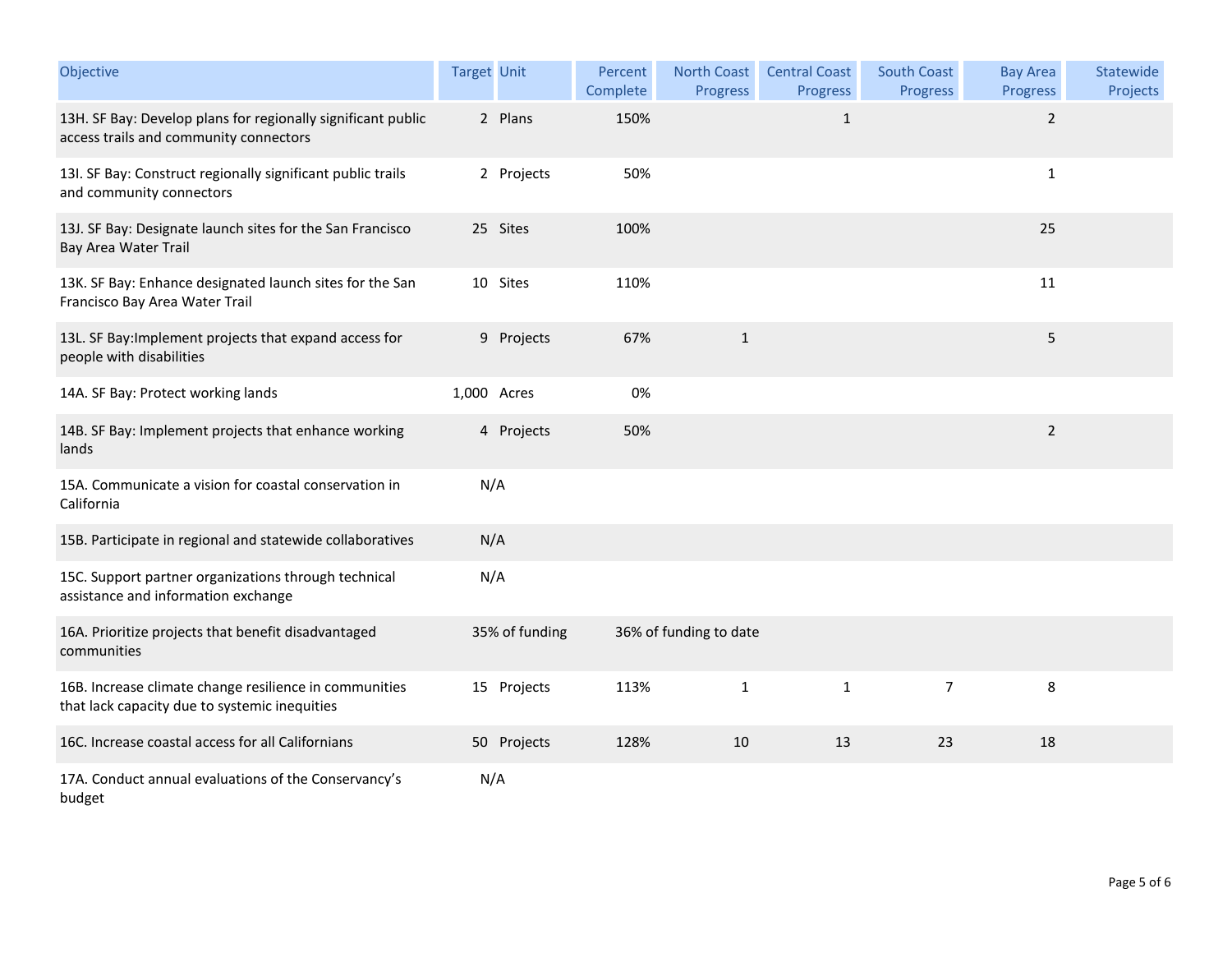| Objective | Target | Unit | Percent Complete | North Coast Progress | Central Coast Progress | South Coast Progress | Bay Area Progress | Statewide Projects |
|---|---|---|---|---|---|---|---|---|
| 13H. SF Bay: Develop plans for regionally significant public access trails and community connectors | 2 | Plans | 150% | | 1 | | 2 | |
| 13I. SF Bay: Construct regionally significant public trails and community connectors | 2 | Projects | 50% | | | | 1 | |
| 13J. SF Bay: Designate launch sites for the San Francisco Bay Area Water Trail | 25 | Sites | 100% | | | | 25 | |
| 13K. SF Bay: Enhance designated launch sites for the San Francisco Bay Area Water Trail | 10 | Sites | 110% | | | | 11 | |
| 13L. SF Bay:Implement projects that expand access for people with disabilities | 9 | Projects | 67% | 1 | | | 5 | |
| 14A. SF Bay: Protect working lands | 1,000 | Acres | 0% | | | | | |
| 14B. SF Bay: Implement projects that enhance working lands | 4 | Projects | 50% | | | | 2 | |
| 15A. Communicate a vision for coastal conservation in California | N/A | | | | | | | |
| 15B. Participate in regional and statewide collaboratives | N/A | | | | | | | |
| 15C. Support partner organizations through technical assistance and information exchange | N/A | | | | | | | |
| 16A. Prioritize projects that benefit disadvantaged communities | 35% of funding | | 36% of funding to date | | | | | |
| 16B. Increase climate change resilience in communities that lack capacity due to systemic inequities | 15 | Projects | 113% | 1 | 1 | 7 | 8 | |
| 16C. Increase coastal access for all Californians | 50 | Projects | 128% | 10 | 13 | 23 | 18 | |
| 17A. Conduct annual evaluations of the Conservancy's budget | N/A | | | | | | | |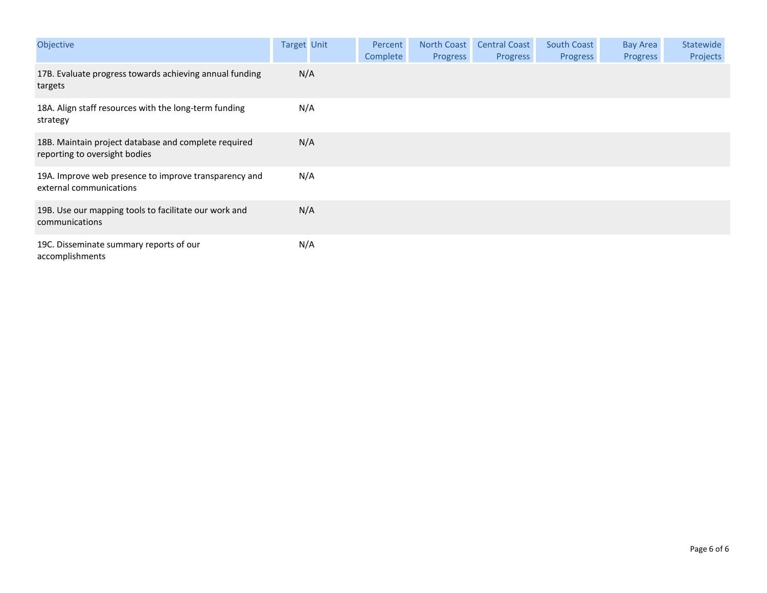| Objective | Target | Unit | Percent Complete | North Coast Progress | Central Coast Progress | South Coast Progress | Bay Area Progress | Statewide Projects |
|---|---|---|---|---|---|---|---|---|
| 17B. Evaluate progress towards achieving annual funding targets | N/A | | | | | | | |
| 18A. Align staff resources with the long-term funding strategy | N/A | | | | | | | |
| 18B. Maintain project database and complete required reporting to oversight bodies | N/A | | | | | | | |
| 19A. Improve web presence to improve transparency and external communications | N/A | | | | | | | |
| 19B. Use our mapping tools to facilitate our work and communications | N/A | | | | | | | |
| 19C. Disseminate summary reports of our accomplishments | N/A | | | | | | | |